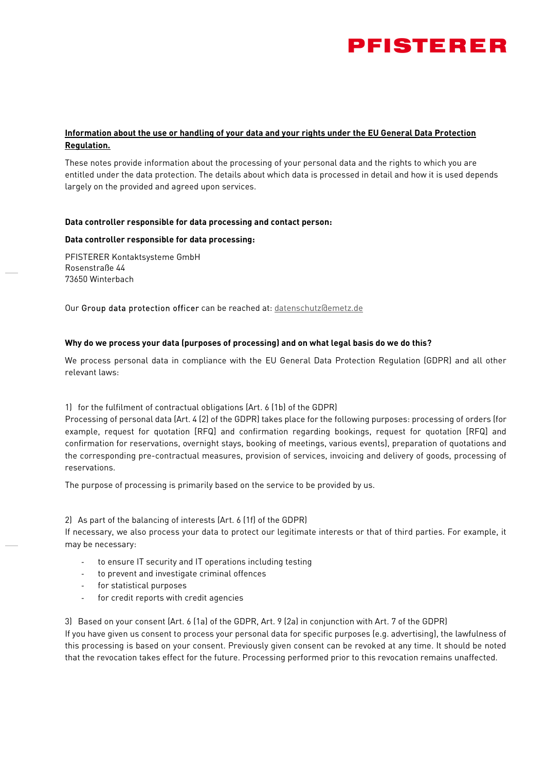PFISTERER

**Information about the use or handling of your data and your rights under the EU General Data Protection Regulation.**

These notes provide information about the processing of your personal data and the rights to which you are entitled under the data protection. The details about which data is processed in detail and how it is used depends largely on the provided and agreed upon services.

**Data controller responsible for data processing and contact person:**

**Data controller responsible for data processing:**

PFISTERER Kontaktsysteme GmbH
Rosenstraße 44
73650 Winterbach

Our Group data protection officer can be reached at: datenschutz@emetz.de

**Why do we process your data (purposes of processing) and on what legal basis do we do this?**

We process personal data in compliance with the EU General Data Protection Regulation (GDPR) and all other relevant laws:

1) for the fulfilment of contractual obligations (Art. 6 (1b) of the GDPR)
Processing of personal data (Art. 4 (2) of the GDPR) takes place for the following purposes: processing of orders (for example, request for quotation [RFQ] and confirmation regarding bookings, request for quotation [RFQ] and confirmation for reservations, overnight stays, booking of meetings, various events), preparation of quotations and the corresponding pre-contractual measures, provision of services, invoicing and delivery of goods, processing of reservations.

The purpose of processing is primarily based on the service to be provided by us.

2) As part of the balancing of interests (Art. 6 (1f) of the GDPR)
If necessary, we also process your data to protect our legitimate interests or that of third parties. For example, it may be necessary:

- to ensure IT security and IT operations including testing
- to prevent and investigate criminal offences
- for statistical purposes
- for credit reports with credit agencies

3) Based on your consent (Art. 6 (1a) of the GDPR, Art. 9 (2a) in conjunction with Art. 7 of the GDPR)
If you have given us consent to process your personal data for specific purposes (e.g. advertising), the lawfulness of this processing is based on your consent. Previously given consent can be revoked at any time. It should be noted that the revocation takes effect for the future. Processing performed prior to this revocation remains unaffected.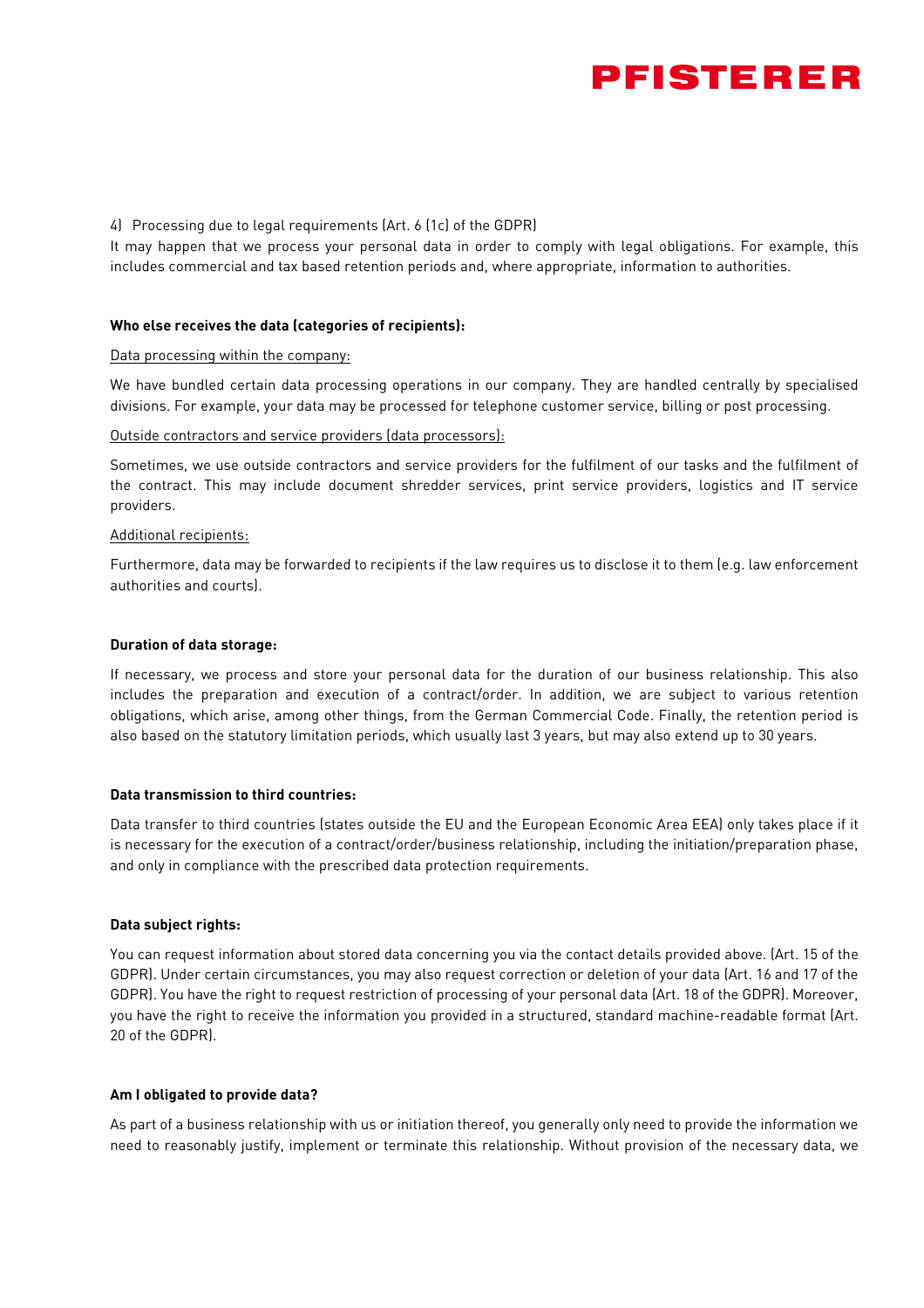4) Processing due to legal requirements (Art. 6 (1c) of the GDPR)

It may happen that we process your personal data in order to comply with legal obligations. For example, this includes commercial and tax based retention periods and, where appropriate, information to authorities.

**Who else receives the data (categories of recipients):**

Data processing within the company:

We have bundled certain data processing operations in our company. They are handled centrally by specialised divisions. For example, your data may be processed for telephone customer service, billing or post processing.

Outside contractors and service providers (data processors):

Sometimes, we use outside contractors and service providers for the fulfilment of our tasks and the fulfilment of the contract. This may include document shredder services, print service providers, logistics and IT service providers.

Additional recipients:

Furthermore, data may be forwarded to recipients if the law requires us to disclose it to them (e.g. law enforcement authorities and courts).

**Duration of data storage:**

If necessary, we process and store your personal data for the duration of our business relationship. This also includes the preparation and execution of a contract/order. In addition, we are subject to various retention obligations, which arise, among other things, from the German Commercial Code. Finally, the retention period is also based on the statutory limitation periods, which usually last 3 years, but may also extend up to 30 years.

**Data transmission to third countries:**

Data transfer to third countries (states outside the EU and the European Economic Area EEA) only takes place if it is necessary for the execution of a contract/order/business relationship, including the initiation/preparation phase, and only in compliance with the prescribed data protection requirements.

**Data subject rights:**

You can request information about stored data concerning you via the contact details provided above. (Art. 15 of the GDPR). Under certain circumstances, you may also request correction or deletion of your data (Art. 16 and 17 of the GDPR). You have the right to request restriction of processing of your personal data (Art. 18 of the GDPR). Moreover, you have the right to receive the information you provided in a structured, standard machine-readable format (Art. 20 of the GDPR).

**Am I obligated to provide data?**

As part of a business relationship with us or initiation thereof, you generally only need to provide the information we need to reasonably justify, implement or terminate this relationship. Without provision of the necessary data, we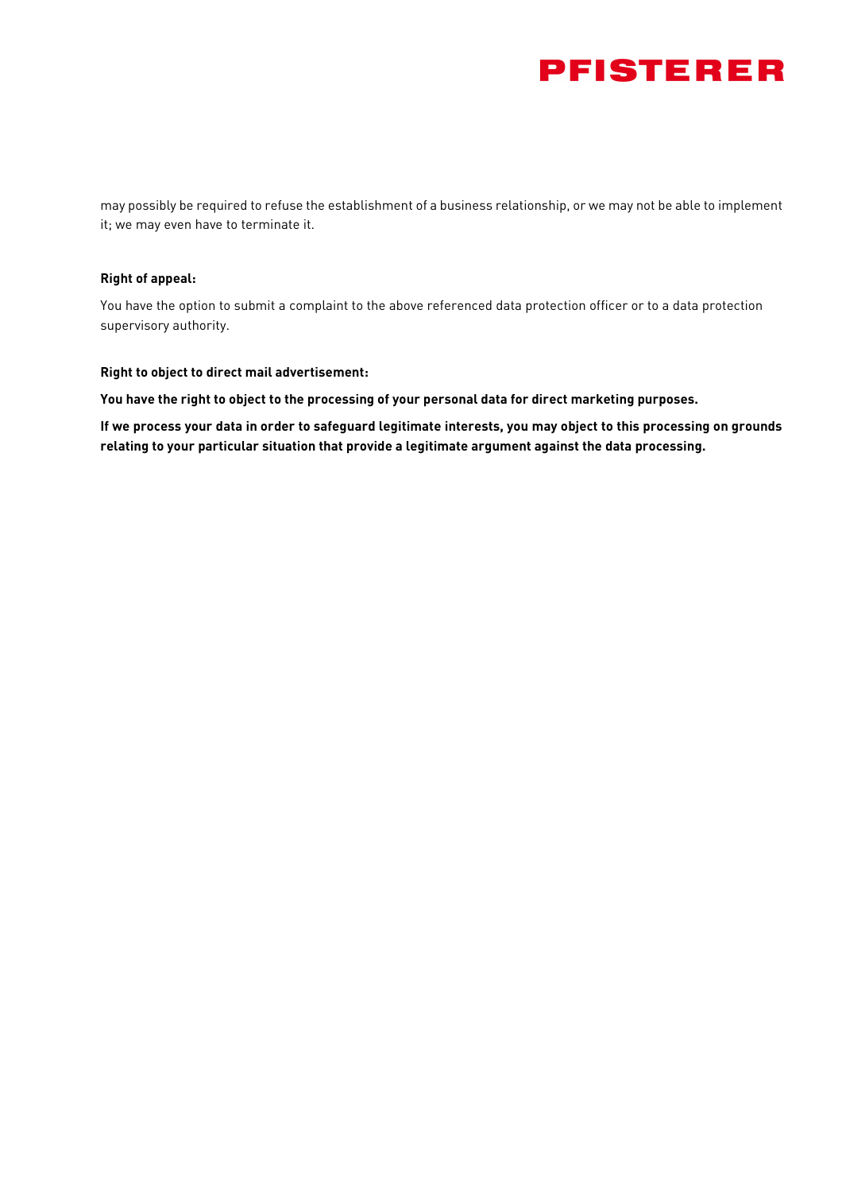may possibly be required to refuse the establishment of a business relationship, or we may not be able to implement it; we may even have to terminate it.

**Right of appeal:**

You have the option to submit a complaint to the above referenced data protection officer or to a data protection supervisory authority.

**Right to object to direct mail advertisement:**

**You have the right to object to the processing of your personal data for direct marketing purposes.**

**If we process your data in order to safeguard legitimate interests, you may object to this processing on grounds relating to your particular situation that provide a legitimate argument against the data processing.**